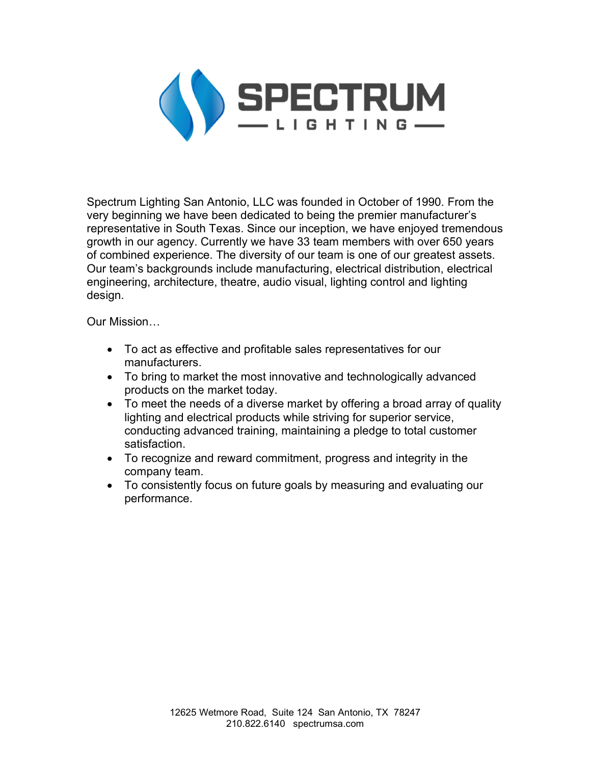# SPECTRUM LIGHTING

Spectrum Lighting San Antonio, LLC was founded in October of 1990. From the very beginning we have been dedicated to being the premier manufacturer's representative in South Texas. Since our inception, we have enjoyed tremendous growth in our agency. Currently we have 33 team members with over 650 years of combined experience. The diversity of our team is one of our greatest assets. Our team's backgrounds include manufacturing, electrical distribution, electrical engineering, architecture, theatre, audio visual, lighting control and lighting design.

Our Mission…

- To act as effective and profitable sales representatives for our manufacturers.
- To bring to market the most innovative and technologically advanced products on the market today.
- To meet the needs of a diverse market by offering a broad array of quality lighting and electrical products while striving for superior service, conducting advanced training, maintaining a pledge to total customer satisfaction.
- To recognize and reward commitment, progress and integrity in the company team.
- To consistently focus on future goals by measuring and evaluating our performance.

12625 Wetmore Road, Suite 124 San Antonio, TX 78247
210.822.6140 spectrumsa.com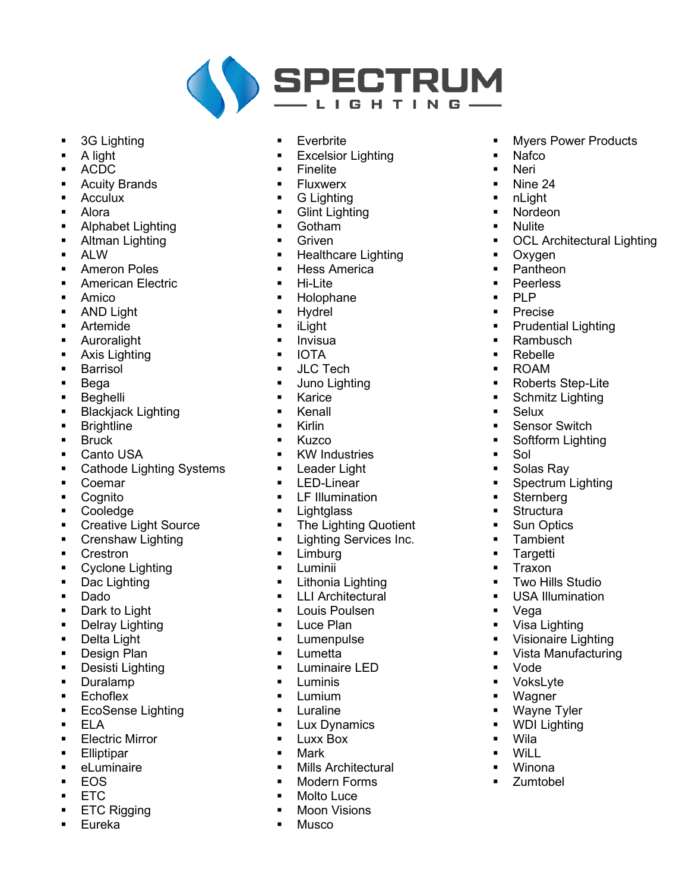# SPECTRUM LIGHTING

- 3G Lighting
- A light
- ACDC
- Acuity Brands
- Acculux
- Alora
- Alphabet Lighting
- Altman Lighting
- ALW
- Ameron Poles
- American Electric
- Amico
- AND Light
- Artemide
- Auroralight
- Axis Lighting
- Barrisol
- Bega
- Beghelli
- Blackjack Lighting
- Brightline
- Bruck
- Canto USA
- Cathode Lighting Systems
- Coemar
- Cognito
- Cooledge
- Creative Light Source
- Crenshaw Lighting
- Crestron
- Cyclone Lighting
- Dac Lighting
- Dado
- Dark to Light
- Delray Lighting
- Delta Light
- Design Plan
- Desisti Lighting
- Duralamp
- Echoflex
- EcoSense Lighting
- ELA
- Electric Mirror
- Elliptipar
- eLuminaire
- EOS
- ETC
- ETC Rigging
- Eureka
- Everbrite
- Excelsior Lighting
- Finelite
- Fluxwerx
- G Lighting
- Glint Lighting
- Gotham
- Griven
- Healthcare Lighting
- Hess America
- Hi-Lite
- Holophane
- Hydrel
- iLight
- Invisua
- IOTA
- JLC Tech
- Juno Lighting
- Karice
- Kenall
- Kirlin
- Kuzco
- KW Industries
- Leader Light
- LED-Linear
- LF Illumination
- Lightglass
- The Lighting Quotient
- Lighting Services Inc.
- Limburg
- Luminii
- Lithonia Lighting
- LLI Architectural
- Louis Poulsen
- Luce Plan
- Lumenpulse
- Lumetta
- Luminaire LED
- Luminis
- Lumium
- Luraline
- Lux Dynamics
- Luxx Box
- Mark
- Mills Architectural
- Modern Forms
- Molto Luce
- Moon Visions
- Musco
- Myers Power Products
- Nafco
- Neri
- Nine 24
- nLight
- Nordeon
- Nulite
- OCL Architectural Lighting
- Oxygen
- Pantheon
- Peerless
- PLP
- Precise
- Prudential Lighting
- Rambusch
- Rebelle
- ROAM
- Roberts Step-Lite
- Schmitz Lighting
- Selux
- Sensor Switch
- Softform Lighting
- Sol
- Solas Ray
- Spectrum Lighting
- Sternberg
- Structura
- Sun Optics
- Tambient
- Targetti
- Traxon
- Two Hills Studio
- USA Illumination
- Vega
- Visa Lighting
- Visionaire Lighting
- Vista Manufacturing
- Vode
- VoksLyte
- Wagner
- Wayne Tyler
- WDI Lighting
- Wila
- WiLL
- Winona
- Zumtobel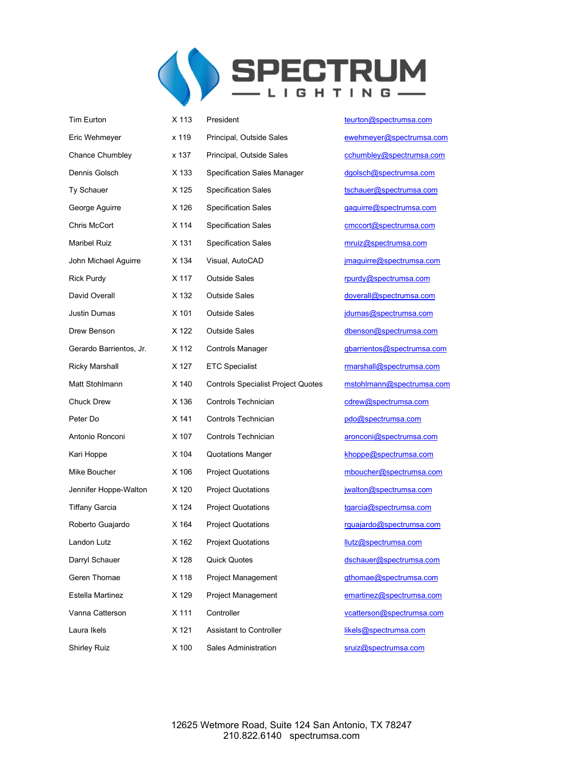# SPECTRUM LIGHTING

| Name | Ext. | Title | Email |
|---|---|---|---|
| Tim Eurton | X 113 | President | teurton@spectrumsa.com |
| Eric Wehmeyer | x 119 | Principal, Outside Sales | ewehmeyer@spectrumsa.com |
| Chance Chumbley | x 137 | Principal, Outside Sales | cchumbley@spectrumsa.com |
| Dennis Golsch | X 133 | Specification Sales Manager | dgolsch@spectrumsa.com |
| Ty Schauer | X 125 | Specification Sales | tschauer@spectrumsa.com |
| George Aguirre | X 126 | Specification Sales | gaguirre@spectrumsa.com |
| Chris McCort | X 114 | Specification Sales | cmccort@spectrumsa.com |
| Maribel Ruiz | X 131 | Specification Sales | mruiz@spectrumsa.com |
| John Michael Aguirre | X 134 | Visual, AutoCAD | jmaguirre@spectrumsa.com |
| Rick Purdy | X 117 | Outside Sales | rpurdy@spectrumsa.com |
| David Overall | X 132 | Outside Sales | doverall@spectrumsa.com |
| Justin Dumas | X 101 | Outside Sales | jdumas@spectrumsa.com |
| Drew Benson | X 122 | Outside Sales | dbenson@spectrumsa.com |
| Gerardo Barrientos, Jr. | X 112 | Controls Manager | gbarrientos@spectrumsa.com |
| Ricky Marshall | X 127 | ETC Specialist | rmarshall@spectrumsa.com |
| Matt Stohlmann | X 140 | Controls Specialist Project Quotes | mstohlmann@spectrumsa.com |
| Chuck Drew | X 136 | Controls Technician | cdrew@spectrumsa.com |
| Peter Do | X 141 | Controls Technician | pdo@spectrumsa.com |
| Antonio Ronconi | X 107 | Controls Technician | aronconi@spectrumsa.com |
| Kari Hoppe | X 104 | Quotations Manger | khoppe@spectrumsa.com |
| Mike Boucher | X 106 | Project Quotations | mboucher@spectrumsa.com |
| Jennifer Hoppe-Walton | X 120 | Project Quotations | jwalton@spectrumsa.com |
| Tiffany Garcia | X 124 | Project Quotations | tgarcia@spectrumsa.com |
| Roberto Guajardo | X 164 | Project Quotations | rguajardo@spectrumsa.com |
| Landon Lutz | X 162 | Projext Quotations | llutz@spectrumsa.com |
| Darryl Schauer | X 128 | Quick Quotes | dschauer@spectrumsa.com |
| Geren Thomae | X 118 | Project Management | gthomae@spectrumsa.com |
| Estella Martinez | X 129 | Project Management | emartinez@spectrumsa.com |
| Vanna Catterson | X 111 | Controller | vcatterson@spectrumsa.com |
| Laura Ikels | X 121 | Assistant to Controller | likels@spectrumsa.com |
| Shirley Ruiz | X 100 | Sales Administration | sruiz@spectrumsa.com |

12625 Wetmore Road, Suite 124 San Antonio, TX 78247
210.822.6140 spectrumsa.com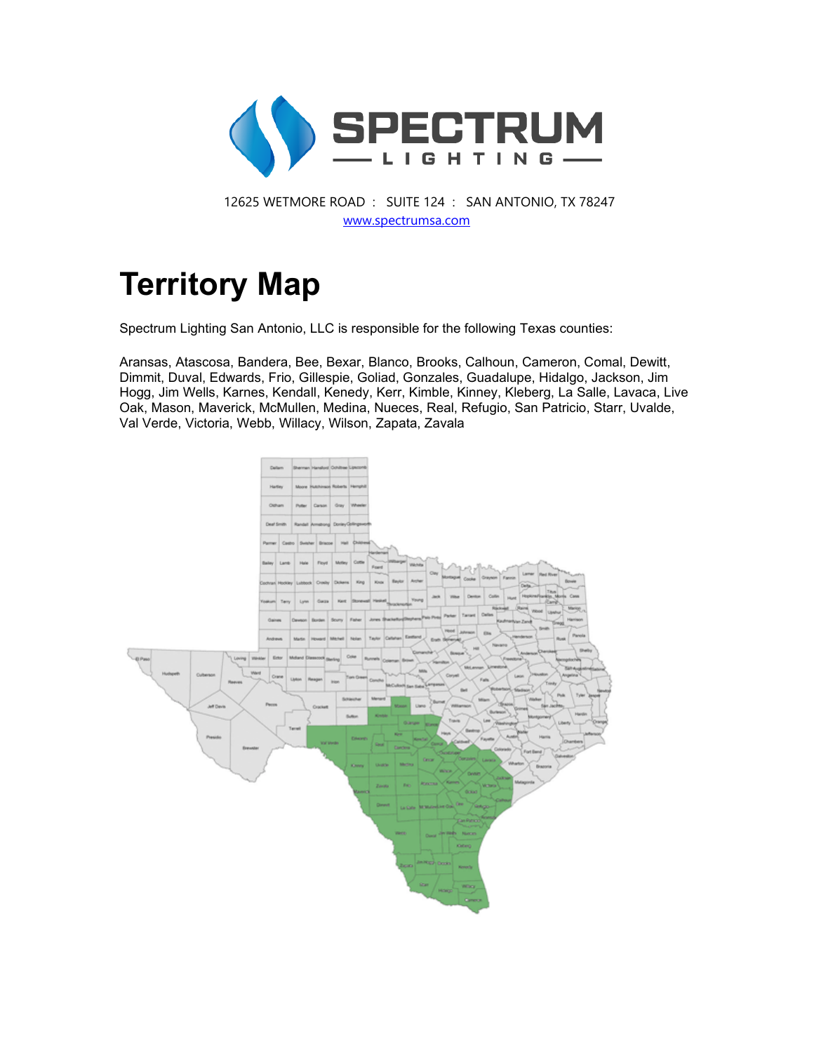SPECTRUM

LIGHTING

12625 WETMORE ROAD : SUITE 124 : SAN ANTONIO, TX 78247

www.spectrumsa.com

# Territory Map

Spectrum Lighting San Antonio, LLC is responsible for the following Texas counties:

Aransas, Atascosa, Bandera, Bee, Bexar, Blanco, Brooks, Calhoun, Cameron, Comal, Dewitt, Dimmit, Duval, Edwards, Frio, Gillespie, Goliad, Gonzales, Guadalupe, Hidalgo, Jackson, Jim Hogg, Jim Wells, Karnes, Kendall, Kenedy, Kerr, Kimble, Kinney, Kleberg, La Salle, Lavaca, Live Oak, Mason, Maverick, McMullen, Medina, Nueces, Real, Refugio, San Patricio, Starr, Uvalde, Val Verde, Victoria, Webb, Willacy, Wilson, Zapata, Zavala